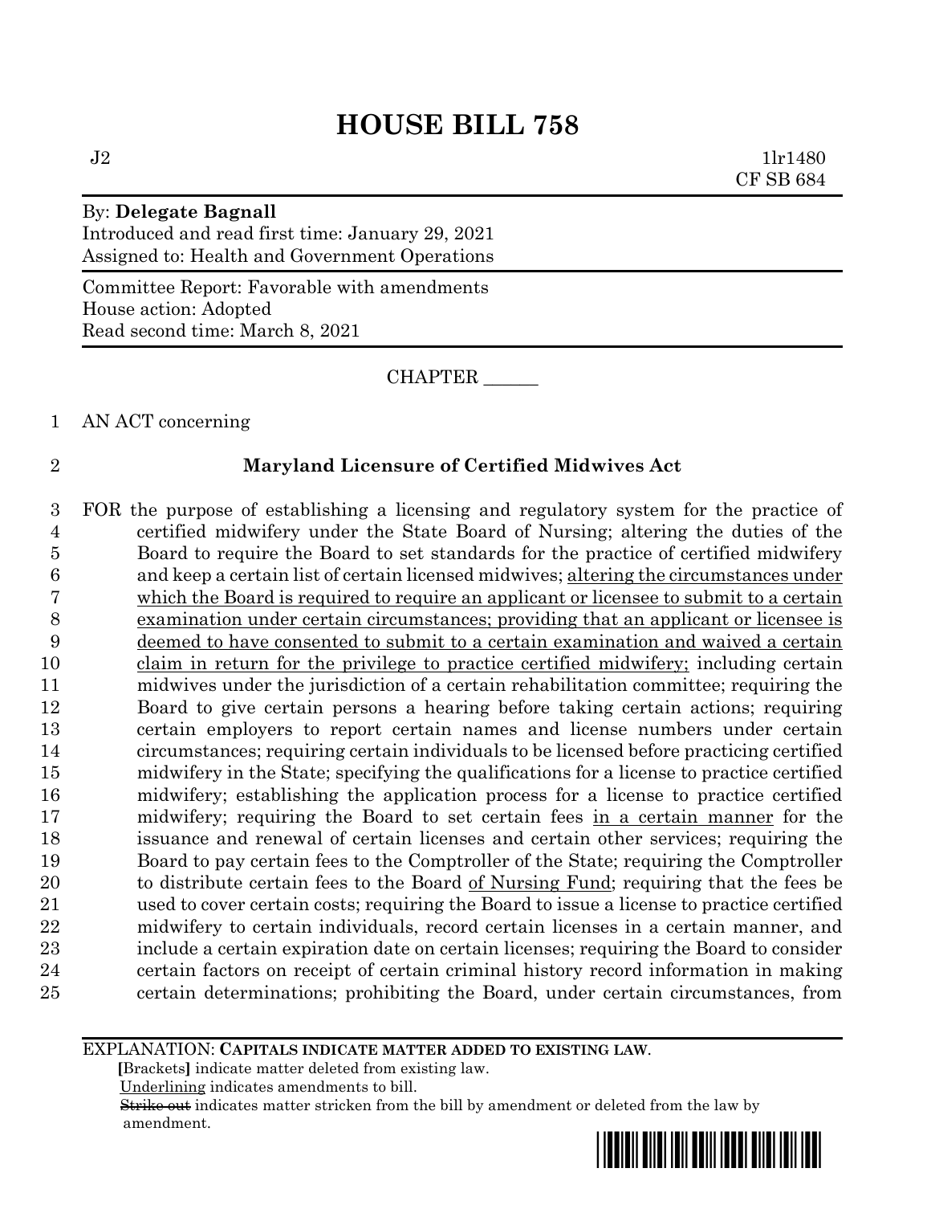# HOUSE BILL 758

J2 1lr1480
CF SB 684

By: **Delegate Bagnall**
Introduced and read first time: January 29, 2021
Assigned to: Health and Government Operations

Committee Report: Favorable with amendments
House action: Adopted
Read second time: March 8, 2021

CHAPTER ______

AN ACT concerning

**Maryland Licensure of Certified Midwives Act**

FOR the purpose of establishing a licensing and regulatory system for the practice of certified midwifery under the State Board of Nursing; altering the duties of the Board to require the Board to set standards for the practice of certified midwifery and keep a certain list of certain licensed midwives; altering the circumstances under which the Board is required to require an applicant or licensee to submit to a certain examination under certain circumstances; providing that an applicant or licensee is deemed to have consented to submit to a certain examination and waived a certain claim in return for the privilege to practice certified midwifery; including certain midwives under the jurisdiction of a certain rehabilitation committee; requiring the Board to give certain persons a hearing before taking certain actions; requiring certain employers to report certain names and license numbers under certain circumstances; requiring certain individuals to be licensed before practicing certified midwifery in the State; specifying the qualifications for a license to practice certified midwifery; establishing the application process for a license to practice certified midwifery; requiring the Board to set certain fees in a certain manner for the issuance and renewal of certain licenses and certain other services; requiring the Board to pay certain fees to the Comptroller of the State; requiring the Comptroller to distribute certain fees to the Board of Nursing Fund; requiring that the fees be used to cover certain costs; requiring the Board to issue a license to practice certified midwifery to certain individuals, record certain licenses in a certain manner, and include a certain expiration date on certain licenses; requiring the Board to consider certain factors on receipt of certain criminal history record information in making certain determinations; prohibiting the Board, under certain circumstances, from

EXPLANATION: **CAPITALS INDICATE MATTER ADDED TO EXISTING LAW.**
**[**Brackets**]** indicate matter deleted from existing law.
Underlining indicates amendments to bill.
~~Strike out~~ indicates matter stricken from the bill by amendment or deleted from the law by amendment.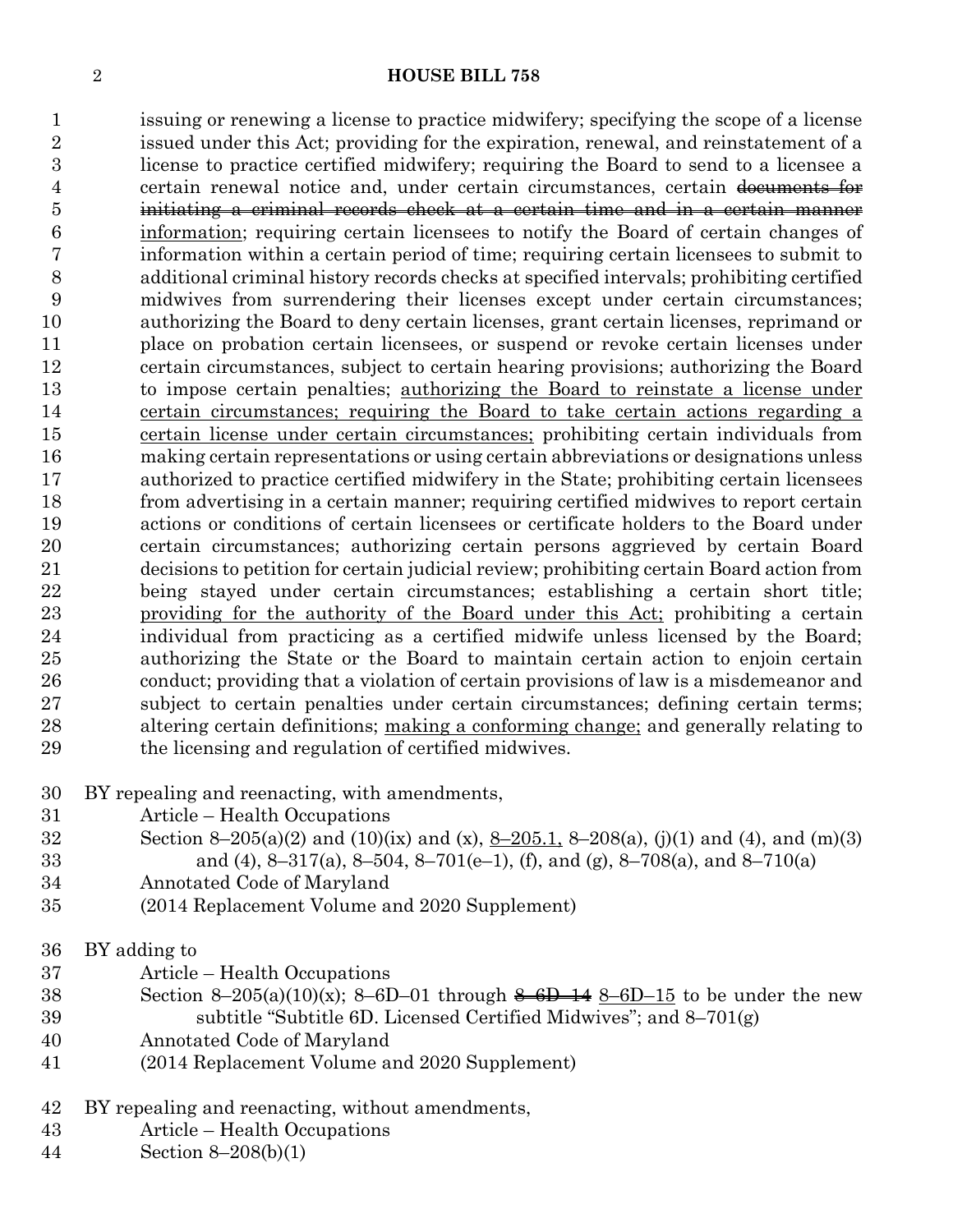issuing or renewing a license to practice midwifery; specifying the scope of a license issued under this Act; providing for the expiration, renewal, and reinstatement of a license to practice certified midwifery; requiring the Board to send to a licensee a certain renewal notice and, under certain circumstances, certain ~~documents for initiating a criminal records check at a certain time and in a certain manner~~ <u>information</u>; requiring certain licensees to notify the Board of certain changes of information within a certain period of time; requiring certain licensees to submit to additional criminal history records checks at specified intervals; prohibiting certified midwives from surrendering their licenses except under certain circumstances; authorizing the Board to deny certain licenses, grant certain licenses, reprimand or place on probation certain licensees, or suspend or revoke certain licenses under certain circumstances, subject to certain hearing provisions; authorizing the Board to impose certain penalties; <u>authorizing the Board to reinstate a license under certain circumstances; requiring the Board to take certain actions regarding a certain license under certain circumstances;</u> prohibiting certain individuals from making certain representations or using certain abbreviations or designations unless authorized to practice certified midwifery in the State; prohibiting certain licensees from advertising in a certain manner; requiring certified midwives to report certain actions or conditions of certain licensees or certificate holders to the Board under certain circumstances; authorizing certain persons aggrieved by certain Board decisions to petition for certain judicial review; prohibiting certain Board action from being stayed under certain circumstances; establishing a certain short title; <u>providing for the authority of the Board under this Act;</u> prohibiting a certain individual from practicing as a certified midwife unless licensed by the Board; authorizing the State or the Board to maintain certain action to enjoin certain conduct; providing that a violation of certain provisions of law is a misdemeanor and subject to certain penalties under certain circumstances; defining certain terms; altering certain definitions; <u>making a conforming change;</u> and generally relating to the licensing and regulation of certified midwives.

BY repealing and reenacting, with amendments,
Article – Health Occupations
Section 8–205(a)(2) and (10)(ix) and (x), <u>8–205.1,</u> 8–208(a), (j)(1) and (4), and (m)(3) and (4), 8–317(a), 8–504, 8–701(e–1), (f), and (g), 8–708(a), and 8–710(a)
Annotated Code of Maryland
(2014 Replacement Volume and 2020 Supplement)

BY adding to
Article – Health Occupations
Section 8–205(a)(10)(x); 8–6D–01 through ~~8–6D–14~~ <u>8–6D–15</u> to be under the new subtitle "Subtitle 6D. Licensed Certified Midwives"; and 8–701(g)
Annotated Code of Maryland
(2014 Replacement Volume and 2020 Supplement)

BY repealing and reenacting, without amendments,
Article – Health Occupations
Section 8–208(b)(1)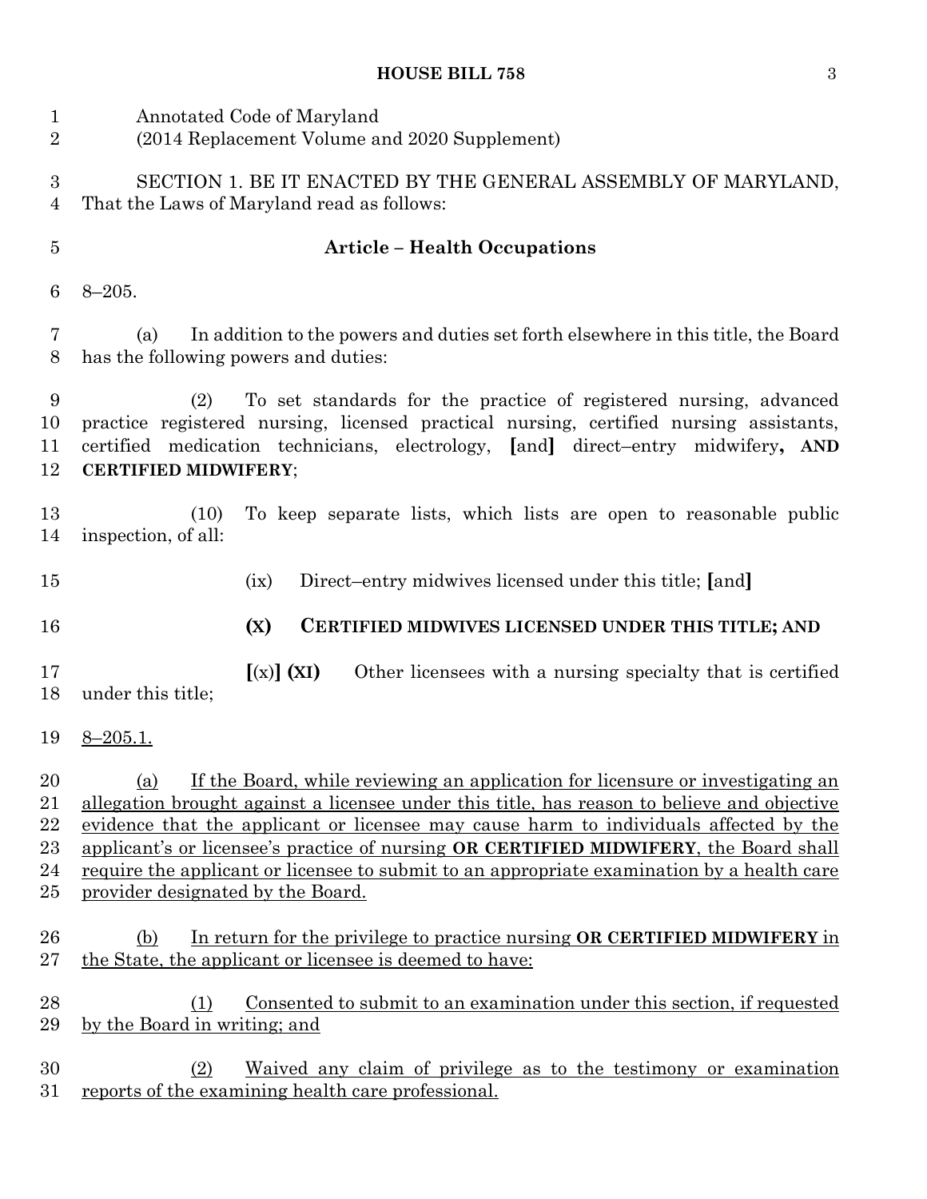Annotated Code of Maryland
(2014 Replacement Volume and 2020 Supplement)

SECTION 1. BE IT ENACTED BY THE GENERAL ASSEMBLY OF MARYLAND, That the Laws of Maryland read as follows:

**Article – Health Occupations**

8–205.

(a) In addition to the powers and duties set forth elsewhere in this title, the Board has the following powers and duties:

(2) To set standards for the practice of registered nursing, advanced practice registered nursing, licensed practical nursing, certified nursing assistants, certified medication technicians, electrology, **[**and**]** direct–entry midwifery**, AND CERTIFIED MIDWIFERY**;

(10) To keep separate lists, which lists are open to reasonable public inspection, of all:

(ix) Direct–entry midwives licensed under this title; **[**and**]**

**(X) CERTIFIED MIDWIVES LICENSED UNDER THIS TITLE; AND**

**[**(x)**] (XI)** Other licensees with a nursing specialty that is certified under this title;

8–205.1.

(a) If the Board, while reviewing an application for licensure or investigating an allegation brought against a licensee under this title, has reason to believe and objective evidence that the applicant or licensee may cause harm to individuals affected by the applicant's or licensee's practice of nursing **OR CERTIFIED MIDWIFERY**, the Board shall require the applicant or licensee to submit to an appropriate examination by a health care provider designated by the Board.

(b) In return for the privilege to practice nursing **OR CERTIFIED MIDWIFERY** in the State, the applicant or licensee is deemed to have:

(1) Consented to submit to an examination under this section, if requested by the Board in writing; and

(2) Waived any claim of privilege as to the testimony or examination reports of the examining health care professional.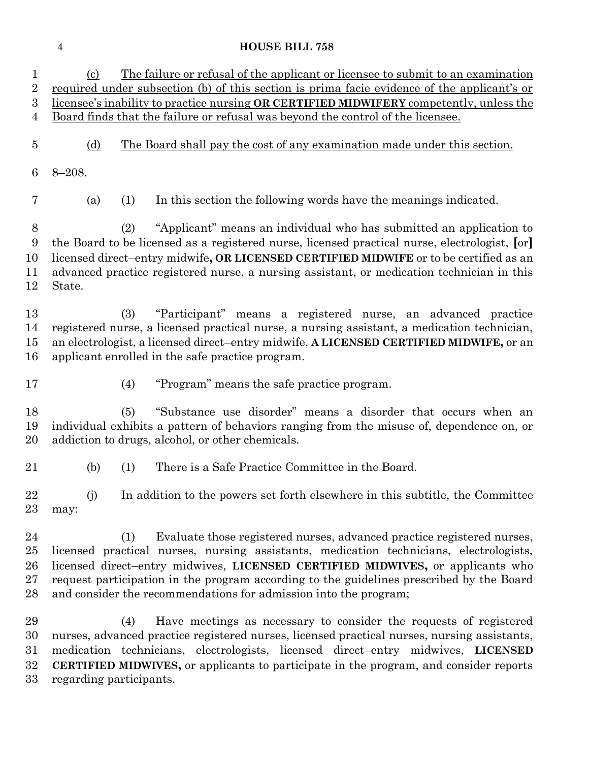(c) The failure or refusal of the applicant or licensee to submit to an examination required under subsection (b) of this section is prima facie evidence of the applicant's or licensee's inability to practice nursing **OR CERTIFIED MIDWIFERY** competently, unless the Board finds that the failure or refusal was beyond the control of the licensee.

(d) The Board shall pay the cost of any examination made under this section.

8–208.

(a) (1) In this section the following words have the meanings indicated.

(2) "Applicant" means an individual who has submitted an application to the Board to be licensed as a registered nurse, licensed practical nurse, electrologist, **[**or**]** licensed direct–entry midwife**, OR LICENSED CERTIFIED MIDWIFE** or to be certified as an advanced practice registered nurse, a nursing assistant, or medication technician in this State.

(3) "Participant" means a registered nurse, an advanced practice registered nurse, a licensed practical nurse, a nursing assistant, a medication technician, an electrologist, a licensed direct–entry midwife, **A LICENSED CERTIFIED MIDWIFE,** or an applicant enrolled in the safe practice program.

(4) "Program" means the safe practice program.

(5) "Substance use disorder" means a disorder that occurs when an individual exhibits a pattern of behaviors ranging from the misuse of, dependence on, or addiction to drugs, alcohol, or other chemicals.

(b) (1) There is a Safe Practice Committee in the Board.

(j) In addition to the powers set forth elsewhere in this subtitle, the Committee may:

(1) Evaluate those registered nurses, advanced practice registered nurses, licensed practical nurses, nursing assistants, medication technicians, electrologists, licensed direct–entry midwives, **LICENSED CERTIFIED MIDWIVES,** or applicants who request participation in the program according to the guidelines prescribed by the Board and consider the recommendations for admission into the program;

(4) Have meetings as necessary to consider the requests of registered nurses, advanced practice registered nurses, licensed practical nurses, nursing assistants, medication technicians, electrologists, licensed direct–entry midwives, **LICENSED CERTIFIED MIDWIVES,** or applicants to participate in the program, and consider reports regarding participants.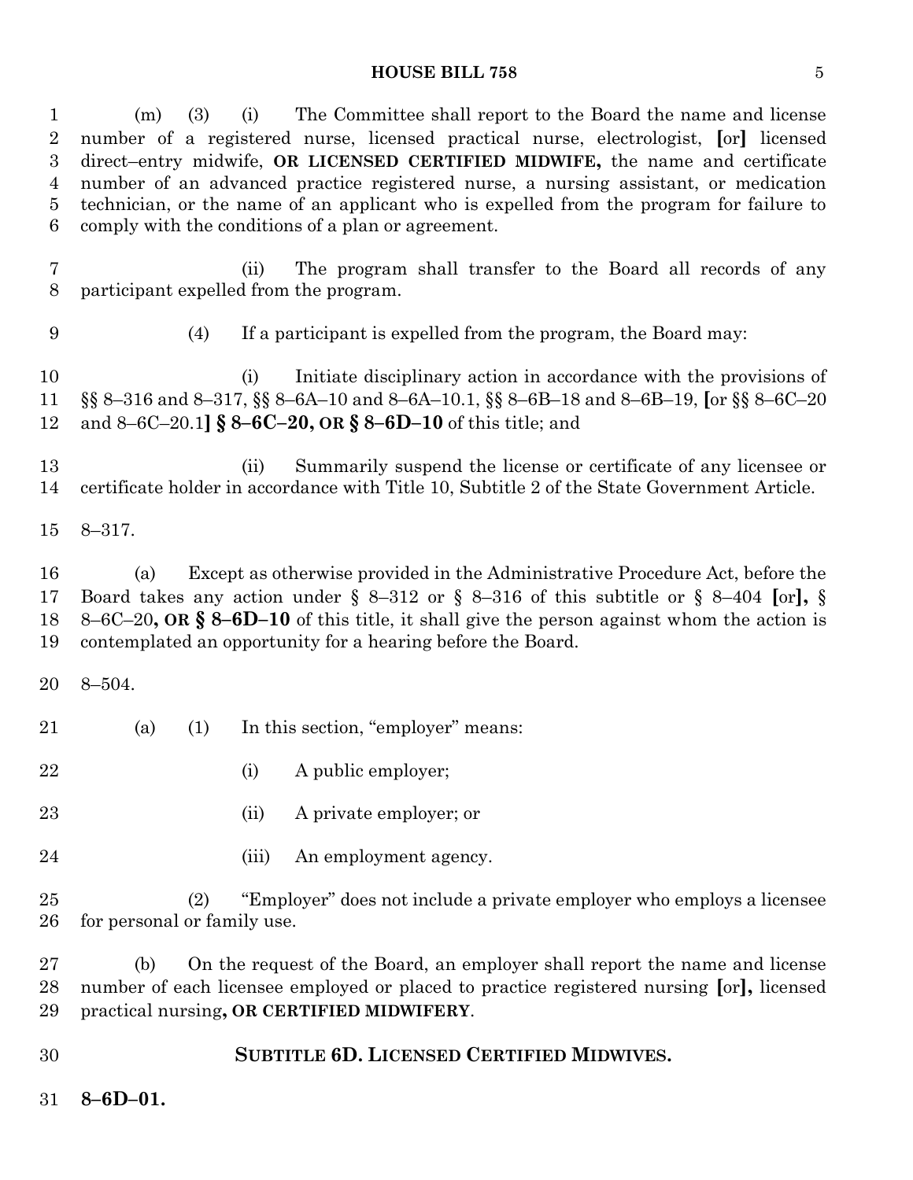(m) (3) (i) The Committee shall report to the Board the name and license number of a registered nurse, licensed practical nurse, electrologist, [or] licensed direct–entry midwife, **OR LICENSED CERTIFIED MIDWIFE,** the name and certificate number of an advanced practice registered nurse, a nursing assistant, or medication technician, or the name of an applicant who is expelled from the program for failure to comply with the conditions of a plan or agreement.

(ii) The program shall transfer to the Board all records of any participant expelled from the program.

(4) If a participant is expelled from the program, the Board may:

(i) Initiate disciplinary action in accordance with the provisions of §§ 8–316 and 8–317, §§ 8–6A–10 and 8–6A–10.1, §§ 8–6B–18 and 8–6B–19, [or §§ 8–6C–20 and 8–6C–20.1] **§ 8–6C–20, OR § 8–6D–10** of this title; and

(ii) Summarily suspend the license or certificate of any licensee or certificate holder in accordance with Title 10, Subtitle 2 of the State Government Article.

8–317.

(a) Except as otherwise provided in the Administrative Procedure Act, before the Board takes any action under § 8–312 or § 8–316 of this subtitle or § 8–404 [or]**,** § 8–6C–20**, OR § 8–6D–10** of this title, it shall give the person against whom the action is contemplated an opportunity for a hearing before the Board.

8–504.

(a) (1) In this section, "employer" means:

(i) A public employer;

(ii) A private employer; or

(iii) An employment agency.

(2) "Employer" does not include a private employer who employs a licensee for personal or family use.

(b) On the request of the Board, an employer shall report the name and license number of each licensee employed or placed to practice registered nursing [or]**,** licensed practical nursing**, OR CERTIFIED MIDWIFERY**.

**SUBTITLE 6D. LICENSED CERTIFIED MIDWIVES.**

**8–6D–01.**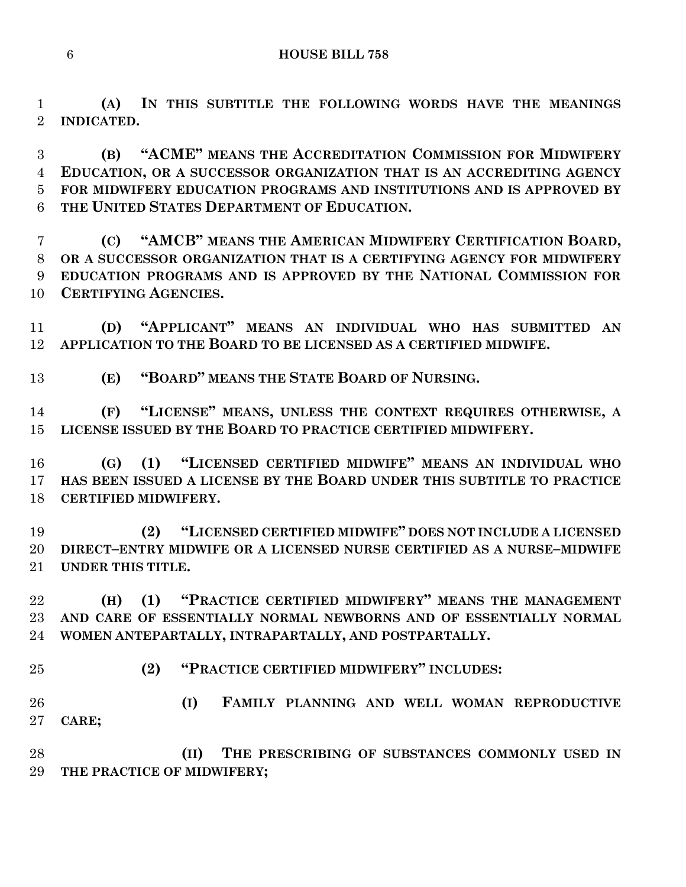**(A) IN THIS SUBTITLE THE FOLLOWING WORDS HAVE THE MEANINGS INDICATED.**

**(B) "ACME" MEANS THE ACCREDITATION COMMISSION FOR MIDWIFERY EDUCATION, OR A SUCCESSOR ORGANIZATION THAT IS AN ACCREDITING AGENCY FOR MIDWIFERY EDUCATION PROGRAMS AND INSTITUTIONS AND IS APPROVED BY THE UNITED STATES DEPARTMENT OF EDUCATION.**

**(C) "AMCB" MEANS THE AMERICAN MIDWIFERY CERTIFICATION BOARD, OR A SUCCESSOR ORGANIZATION THAT IS A CERTIFYING AGENCY FOR MIDWIFERY EDUCATION PROGRAMS AND IS APPROVED BY THE NATIONAL COMMISSION FOR CERTIFYING AGENCIES.**

**(D) "APPLICANT" MEANS AN INDIVIDUAL WHO HAS SUBMITTED AN APPLICATION TO THE BOARD TO BE LICENSED AS A CERTIFIED MIDWIFE.**

**(E) "BOARD" MEANS THE STATE BOARD OF NURSING.**

**(F) "LICENSE" MEANS, UNLESS THE CONTEXT REQUIRES OTHERWISE, A LICENSE ISSUED BY THE BOARD TO PRACTICE CERTIFIED MIDWIFERY.**

**(G) (1) "LICENSED CERTIFIED MIDWIFE" MEANS AN INDIVIDUAL WHO HAS BEEN ISSUED A LICENSE BY THE BOARD UNDER THIS SUBTITLE TO PRACTICE CERTIFIED MIDWIFERY.**

**(2) "LICENSED CERTIFIED MIDWIFE" DOES NOT INCLUDE A LICENSED DIRECT–ENTRY MIDWIFE OR A LICENSED NURSE CERTIFIED AS A NURSE–MIDWIFE UNDER THIS TITLE.**

**(H) (1) "PRACTICE CERTIFIED MIDWIFERY" MEANS THE MANAGEMENT AND CARE OF ESSENTIALLY NORMAL NEWBORNS AND OF ESSENTIALLY NORMAL WOMEN ANTEPARTALLY, INTRAPARTALLY, AND POSTPARTALLY.**

**(2) "PRACTICE CERTIFIED MIDWIFERY" INCLUDES:**

**(I) FAMILY PLANNING AND WELL WOMAN REPRODUCTIVE CARE;**

**(II) THE PRESCRIBING OF SUBSTANCES COMMONLY USED IN THE PRACTICE OF MIDWIFERY;**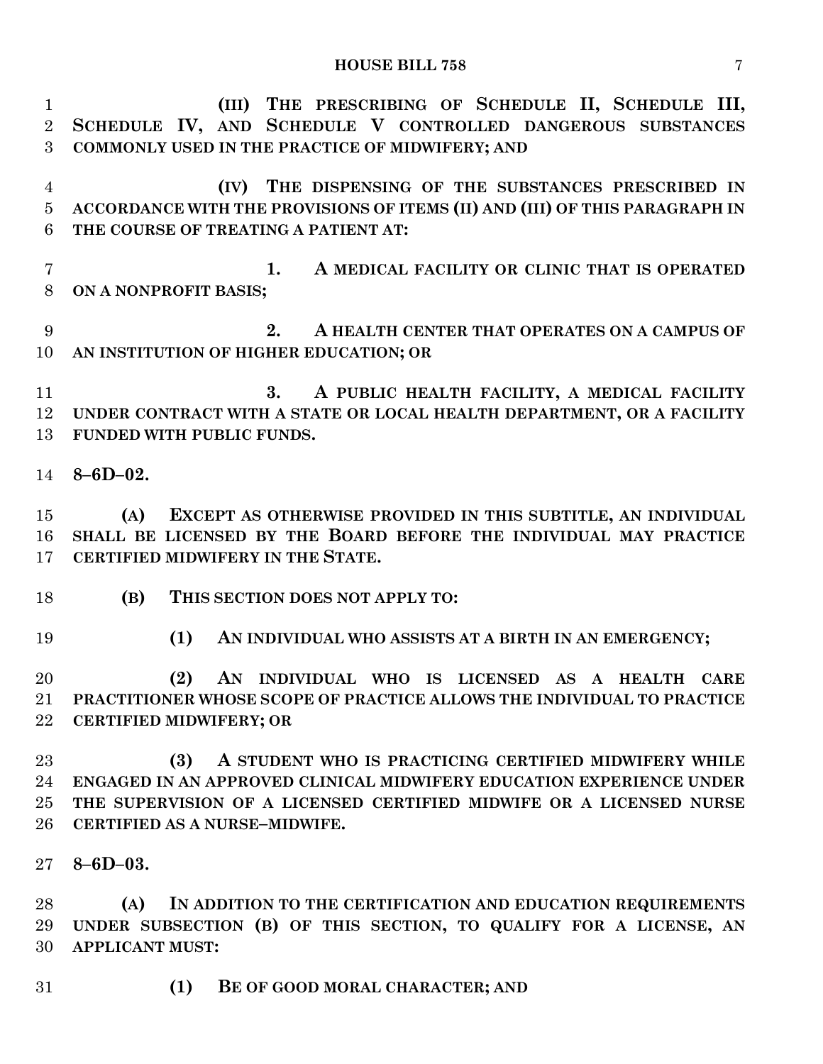(III) THE PRESCRIBING OF SCHEDULE II, SCHEDULE III, SCHEDULE IV, AND SCHEDULE V CONTROLLED DANGEROUS SUBSTANCES COMMONLY USED IN THE PRACTICE OF MIDWIFERY; AND

(IV) THE DISPENSING OF THE SUBSTANCES PRESCRIBED IN ACCORDANCE WITH THE PROVISIONS OF ITEMS (II) AND (III) OF THIS PARAGRAPH IN THE COURSE OF TREATING A PATIENT AT:

1. A MEDICAL FACILITY OR CLINIC THAT IS OPERATED ON A NONPROFIT BASIS;

2. A HEALTH CENTER THAT OPERATES ON A CAMPUS OF AN INSTITUTION OF HIGHER EDUCATION; OR

3. A PUBLIC HEALTH FACILITY, A MEDICAL FACILITY UNDER CONTRACT WITH A STATE OR LOCAL HEALTH DEPARTMENT, OR A FACILITY FUNDED WITH PUBLIC FUNDS.

**8–6D–02.**

(A) EXCEPT AS OTHERWISE PROVIDED IN THIS SUBTITLE, AN INDIVIDUAL SHALL BE LICENSED BY THE BOARD BEFORE THE INDIVIDUAL MAY PRACTICE CERTIFIED MIDWIFERY IN THE STATE.

(B) THIS SECTION DOES NOT APPLY TO:

(1) AN INDIVIDUAL WHO ASSISTS AT A BIRTH IN AN EMERGENCY;

(2) AN INDIVIDUAL WHO IS LICENSED AS A HEALTH CARE PRACTITIONER WHOSE SCOPE OF PRACTICE ALLOWS THE INDIVIDUAL TO PRACTICE CERTIFIED MIDWIFERY; OR

(3) A STUDENT WHO IS PRACTICING CERTIFIED MIDWIFERY WHILE ENGAGED IN AN APPROVED CLINICAL MIDWIFERY EDUCATION EXPERIENCE UNDER THE SUPERVISION OF A LICENSED CERTIFIED MIDWIFE OR A LICENSED NURSE CERTIFIED AS A NURSE–MIDWIFE.

**8–6D–03.**

(A) IN ADDITION TO THE CERTIFICATION AND EDUCATION REQUIREMENTS UNDER SUBSECTION (B) OF THIS SECTION, TO QUALIFY FOR A LICENSE, AN APPLICANT MUST:

(1) BE OF GOOD MORAL CHARACTER; AND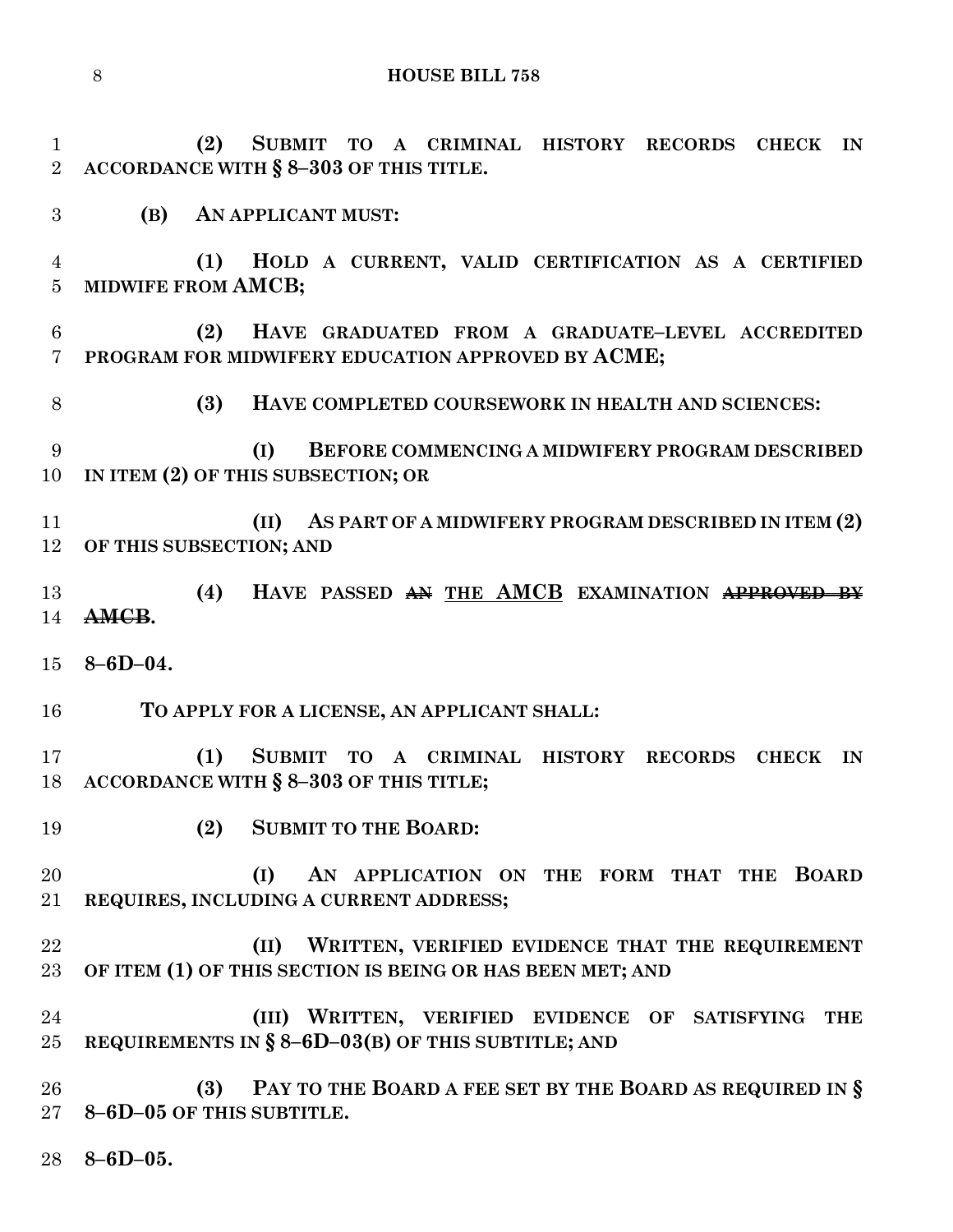**(2) SUBMIT TO A CRIMINAL HISTORY RECORDS CHECK IN ACCORDANCE WITH § 8–303 OF THIS TITLE.**

**(B) AN APPLICANT MUST:**

**(1) HOLD A CURRENT, VALID CERTIFICATION AS A CERTIFIED MIDWIFE FROM AMCB;**

**(2) HAVE GRADUATED FROM A GRADUATE–LEVEL ACCREDITED PROGRAM FOR MIDWIFERY EDUCATION APPROVED BY ACME;**

**(3) HAVE COMPLETED COURSEWORK IN HEALTH AND SCIENCES:**

**(I) BEFORE COMMENCING A MIDWIFERY PROGRAM DESCRIBED IN ITEM (2) OF THIS SUBSECTION; OR**

**(II) AS PART OF A MIDWIFERY PROGRAM DESCRIBED IN ITEM (2) OF THIS SUBSECTION; AND**

**(4) HAVE PASSED ~~AN~~ <u>THE AMCB</u> EXAMINATION ~~APPROVED BY AMCB~~.**

**8–6D–04.**

**TO APPLY FOR A LICENSE, AN APPLICANT SHALL:**

**(1) SUBMIT TO A CRIMINAL HISTORY RECORDS CHECK IN ACCORDANCE WITH § 8–303 OF THIS TITLE;**

**(2) SUBMIT TO THE BOARD:**

**(I) AN APPLICATION ON THE FORM THAT THE BOARD REQUIRES, INCLUDING A CURRENT ADDRESS;**

**(II) WRITTEN, VERIFIED EVIDENCE THAT THE REQUIREMENT OF ITEM (1) OF THIS SECTION IS BEING OR HAS BEEN MET; AND**

**(III) WRITTEN, VERIFIED EVIDENCE OF SATISFYING THE REQUIREMENTS IN § 8–6D–03(B) OF THIS SUBTITLE; AND**

**(3) PAY TO THE BOARD A FEE SET BY THE BOARD AS REQUIRED IN § 8–6D–05 OF THIS SUBTITLE.**

**8–6D–05.**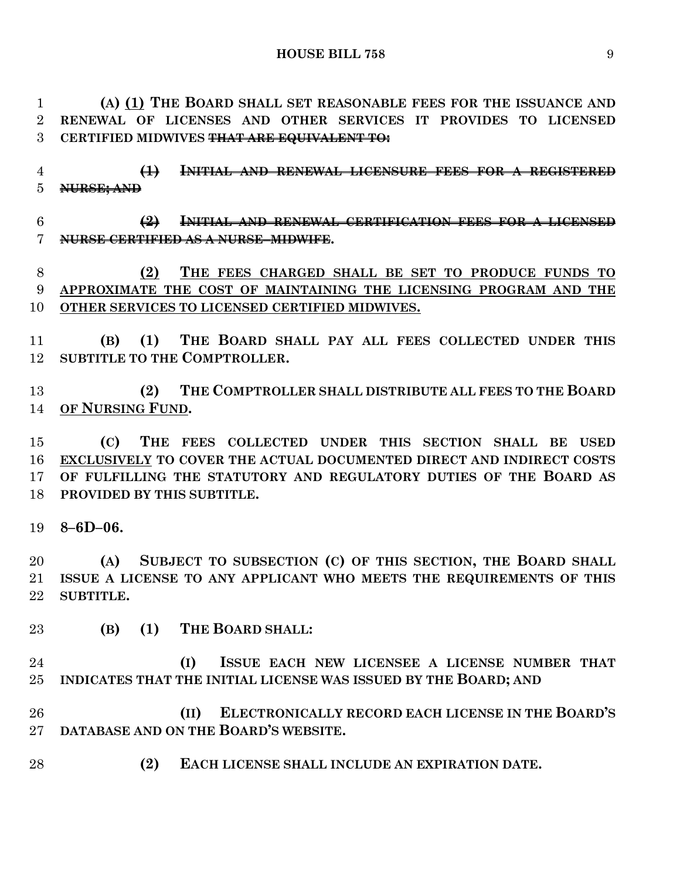**(A) (1) THE BOARD SHALL SET REASONABLE FEES FOR THE ISSUANCE AND RENEWAL OF LICENSES AND OTHER SERVICES IT PROVIDES TO LICENSED CERTIFIED MIDWIVES ~~THAT ARE EQUIVALENT TO:~~**

**~~(1) INITIAL AND RENEWAL LICENSURE FEES FOR A REGISTERED NURSE; AND~~**

**~~(2) INITIAL AND RENEWAL CERTIFICATION FEES FOR A LICENSED NURSE CERTIFIED AS A NURSE–MIDWIFE~~.**

**(2) THE FEES CHARGED SHALL BE SET TO PRODUCE FUNDS TO APPROXIMATE THE COST OF MAINTAINING THE LICENSING PROGRAM AND THE OTHER SERVICES TO LICENSED CERTIFIED MIDWIVES.**

**(B) (1) THE BOARD SHALL PAY ALL FEES COLLECTED UNDER THIS SUBTITLE TO THE COMPTROLLER.**

**(2) THE COMPTROLLER SHALL DISTRIBUTE ALL FEES TO THE BOARD OF NURSING FUND.**

**(C) THE FEES COLLECTED UNDER THIS SECTION SHALL BE USED EXCLUSIVELY TO COVER THE ACTUAL DOCUMENTED DIRECT AND INDIRECT COSTS OF FULFILLING THE STATUTORY AND REGULATORY DUTIES OF THE BOARD AS PROVIDED BY THIS SUBTITLE.**

**8–6D–06.**

**(A) SUBJECT TO SUBSECTION (C) OF THIS SECTION, THE BOARD SHALL ISSUE A LICENSE TO ANY APPLICANT WHO MEETS THE REQUIREMENTS OF THIS SUBTITLE.**

**(B) (1) THE BOARD SHALL:**

**(I) ISSUE EACH NEW LICENSEE A LICENSE NUMBER THAT INDICATES THAT THE INITIAL LICENSE WAS ISSUED BY THE BOARD; AND**

**(II) ELECTRONICALLY RECORD EACH LICENSE IN THE BOARD'S DATABASE AND ON THE BOARD'S WEBSITE.**

**(2) EACH LICENSE SHALL INCLUDE AN EXPIRATION DATE.**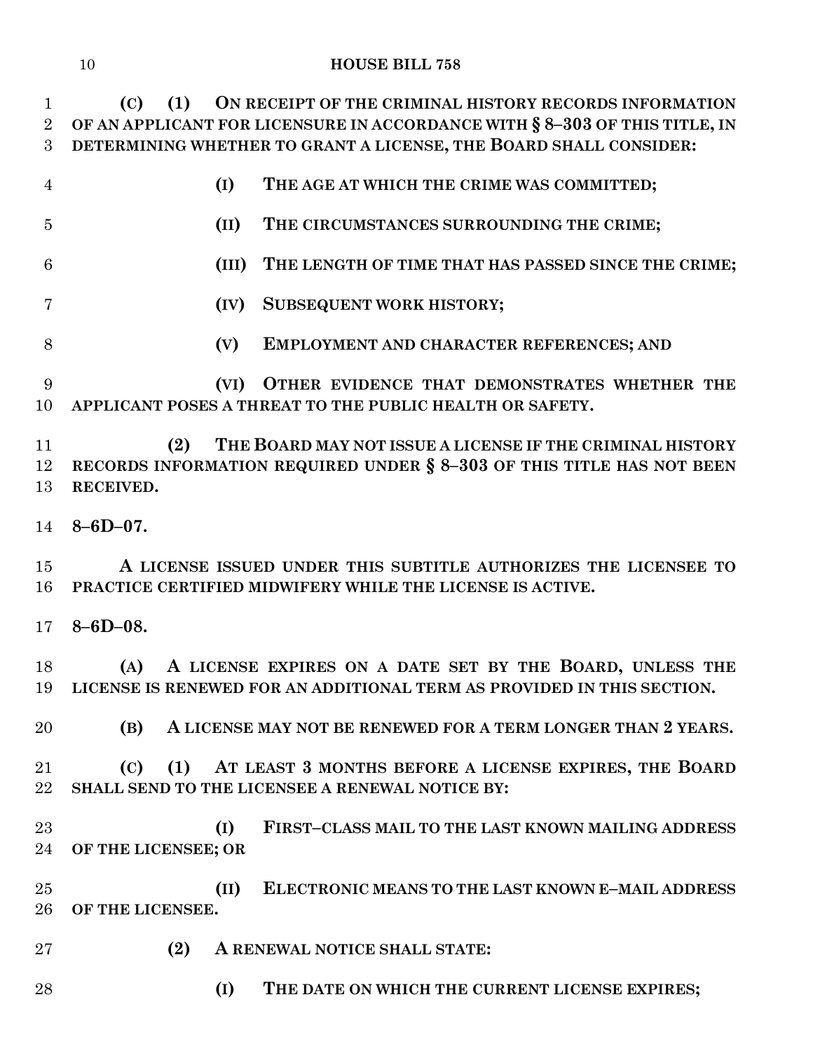**(C) (1) ON RECEIPT OF THE CRIMINAL HISTORY RECORDS INFORMATION OF AN APPLICANT FOR LICENSURE IN ACCORDANCE WITH § 8–303 OF THIS TITLE, IN DETERMINING WHETHER TO GRANT A LICENSE, THE BOARD SHALL CONSIDER:**

**(I) THE AGE AT WHICH THE CRIME WAS COMMITTED;**

**(II) THE CIRCUMSTANCES SURROUNDING THE CRIME;**

**(III) THE LENGTH OF TIME THAT HAS PASSED SINCE THE CRIME;**

**(IV) SUBSEQUENT WORK HISTORY;**

**(V) EMPLOYMENT AND CHARACTER REFERENCES; AND**

**(VI) OTHER EVIDENCE THAT DEMONSTRATES WHETHER THE APPLICANT POSES A THREAT TO THE PUBLIC HEALTH OR SAFETY.**

**(2) THE BOARD MAY NOT ISSUE A LICENSE IF THE CRIMINAL HISTORY RECORDS INFORMATION REQUIRED UNDER § 8–303 OF THIS TITLE HAS NOT BEEN RECEIVED.**

**8–6D–07.**

**A LICENSE ISSUED UNDER THIS SUBTITLE AUTHORIZES THE LICENSEE TO PRACTICE CERTIFIED MIDWIFERY WHILE THE LICENSE IS ACTIVE.**

**8–6D–08.**

**(A) A LICENSE EXPIRES ON A DATE SET BY THE BOARD, UNLESS THE LICENSE IS RENEWED FOR AN ADDITIONAL TERM AS PROVIDED IN THIS SECTION.**

**(B) A LICENSE MAY NOT BE RENEWED FOR A TERM LONGER THAN 2 YEARS.**

**(C) (1) AT LEAST 3 MONTHS BEFORE A LICENSE EXPIRES, THE BOARD SHALL SEND TO THE LICENSEE A RENEWAL NOTICE BY:**

**(I) FIRST–CLASS MAIL TO THE LAST KNOWN MAILING ADDRESS OF THE LICENSEE; OR**

**(II) ELECTRONIC MEANS TO THE LAST KNOWN E–MAIL ADDRESS OF THE LICENSEE.**

**(2) A RENEWAL NOTICE SHALL STATE:**

**(I) THE DATE ON WHICH THE CURRENT LICENSE EXPIRES;**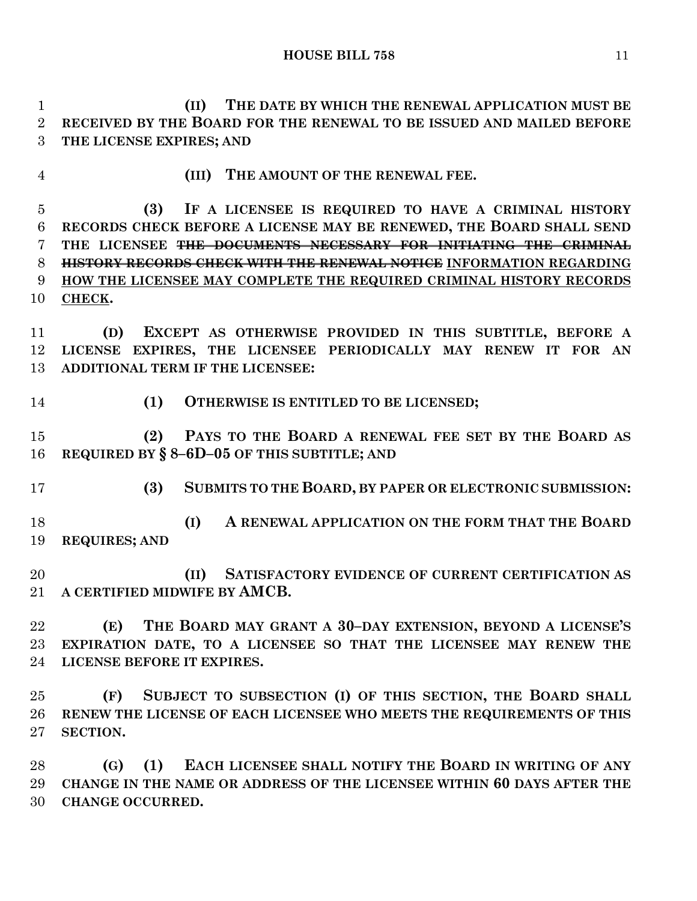**(II) THE DATE BY WHICH THE RENEWAL APPLICATION MUST BE RECEIVED BY THE BOARD FOR THE RENEWAL TO BE ISSUED AND MAILED BEFORE THE LICENSE EXPIRES; AND**

**(III) THE AMOUNT OF THE RENEWAL FEE.**

**(3) IF A LICENSEE IS REQUIRED TO HAVE A CRIMINAL HISTORY RECORDS CHECK BEFORE A LICENSE MAY BE RENEWED, THE BOARD SHALL SEND THE LICENSEE ~~THE DOCUMENTS NECESSARY FOR INITIATING THE CRIMINAL HISTORY RECORDS CHECK WITH THE RENEWAL NOTICE~~ <u>INFORMATION REGARDING HOW THE LICENSEE MAY COMPLETE THE REQUIRED CRIMINAL HISTORY RECORDS CHECK</u>.**

**(D) EXCEPT AS OTHERWISE PROVIDED IN THIS SUBTITLE, BEFORE A LICENSE EXPIRES, THE LICENSEE PERIODICALLY MAY RENEW IT FOR AN ADDITIONAL TERM IF THE LICENSEE:**

**(1) OTHERWISE IS ENTITLED TO BE LICENSED;**

**(2) PAYS TO THE BOARD A RENEWAL FEE SET BY THE BOARD AS REQUIRED BY § 8–6D–05 OF THIS SUBTITLE; AND**

**(3) SUBMITS TO THE BOARD, BY PAPER OR ELECTRONIC SUBMISSION:**

**(I) A RENEWAL APPLICATION ON THE FORM THAT THE BOARD REQUIRES; AND**

**(II) SATISFACTORY EVIDENCE OF CURRENT CERTIFICATION AS A CERTIFIED MIDWIFE BY AMCB.**

**(E) THE BOARD MAY GRANT A 30–DAY EXTENSION, BEYOND A LICENSE'S EXPIRATION DATE, TO A LICENSEE SO THAT THE LICENSEE MAY RENEW THE LICENSE BEFORE IT EXPIRES.**

**(F) SUBJECT TO SUBSECTION (I) OF THIS SECTION, THE BOARD SHALL RENEW THE LICENSE OF EACH LICENSEE WHO MEETS THE REQUIREMENTS OF THIS SECTION.**

**(G) (1) EACH LICENSEE SHALL NOTIFY THE BOARD IN WRITING OF ANY CHANGE IN THE NAME OR ADDRESS OF THE LICENSEE WITHIN 60 DAYS AFTER THE CHANGE OCCURRED.**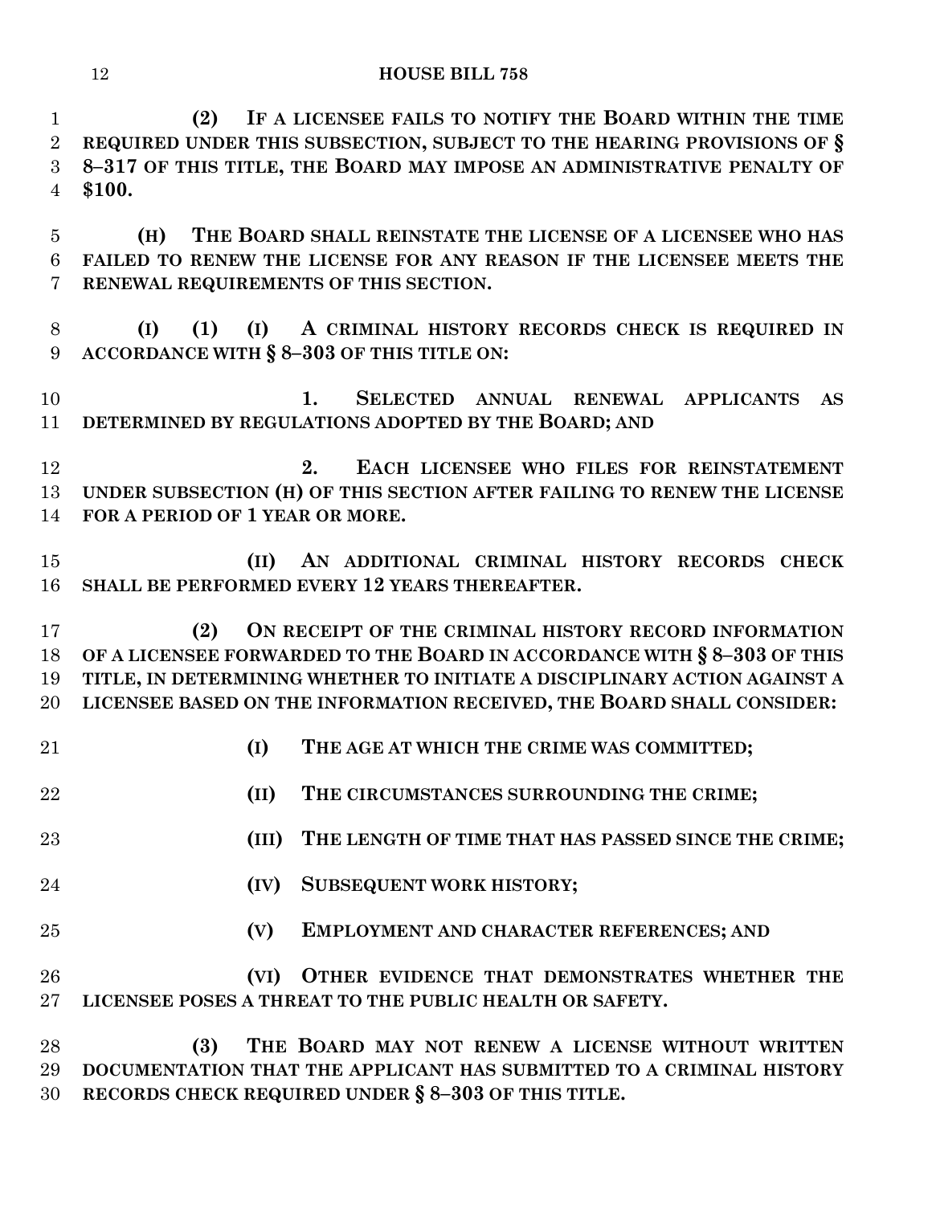**(2) IF A LICENSEE FAILS TO NOTIFY THE BOARD WITHIN THE TIME REQUIRED UNDER THIS SUBSECTION, SUBJECT TO THE HEARING PROVISIONS OF § 8–317 OF THIS TITLE, THE BOARD MAY IMPOSE AN ADMINISTRATIVE PENALTY OF $100.**

**(H) THE BOARD SHALL REINSTATE THE LICENSE OF A LICENSEE WHO HAS FAILED TO RENEW THE LICENSE FOR ANY REASON IF THE LICENSEE MEETS THE RENEWAL REQUIREMENTS OF THIS SECTION.**

**(I) (1) (I) A CRIMINAL HISTORY RECORDS CHECK IS REQUIRED IN ACCORDANCE WITH § 8–303 OF THIS TITLE ON:**

**1. SELECTED ANNUAL RENEWAL APPLICANTS AS DETERMINED BY REGULATIONS ADOPTED BY THE BOARD; AND**

**2. EACH LICENSEE WHO FILES FOR REINSTATEMENT UNDER SUBSECTION (H) OF THIS SECTION AFTER FAILING TO RENEW THE LICENSE FOR A PERIOD OF 1 YEAR OR MORE.**

**(II) AN ADDITIONAL CRIMINAL HISTORY RECORDS CHECK SHALL BE PERFORMED EVERY 12 YEARS THEREAFTER.**

**(2) ON RECEIPT OF THE CRIMINAL HISTORY RECORD INFORMATION OF A LICENSEE FORWARDED TO THE BOARD IN ACCORDANCE WITH § 8–303 OF THIS TITLE, IN DETERMINING WHETHER TO INITIATE A DISCIPLINARY ACTION AGAINST A LICENSEE BASED ON THE INFORMATION RECEIVED, THE BOARD SHALL CONSIDER:**

**(I) THE AGE AT WHICH THE CRIME WAS COMMITTED;**

**(II) THE CIRCUMSTANCES SURROUNDING THE CRIME;**

**(III) THE LENGTH OF TIME THAT HAS PASSED SINCE THE CRIME;**

**(IV) SUBSEQUENT WORK HISTORY;**

**(V) EMPLOYMENT AND CHARACTER REFERENCES; AND**

**(VI) OTHER EVIDENCE THAT DEMONSTRATES WHETHER THE LICENSEE POSES A THREAT TO THE PUBLIC HEALTH OR SAFETY.**

**(3) THE BOARD MAY NOT RENEW A LICENSE WITHOUT WRITTEN DOCUMENTATION THAT THE APPLICANT HAS SUBMITTED TO A CRIMINAL HISTORY RECORDS CHECK REQUIRED UNDER § 8–303 OF THIS TITLE.**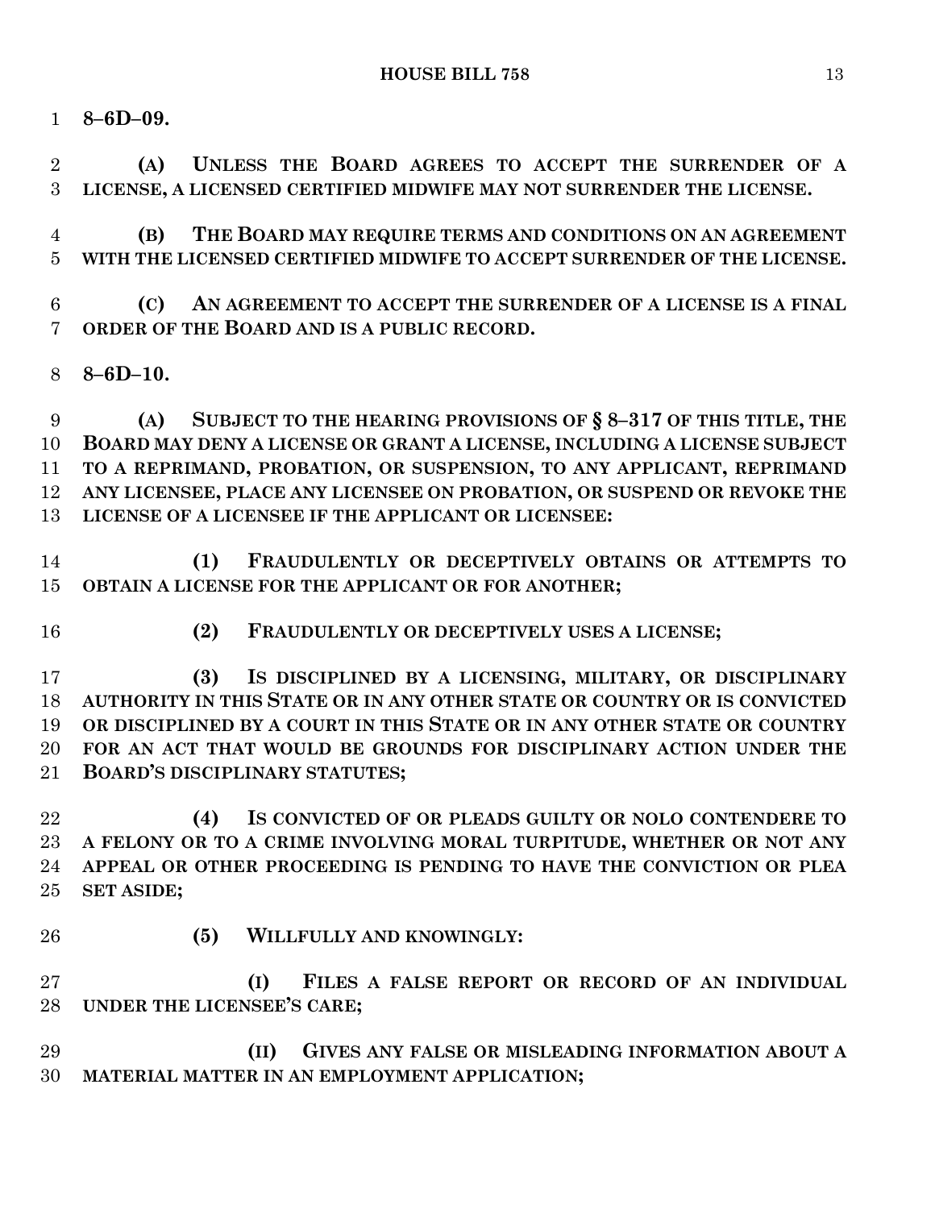**8–6D–09.**

**(A) UNLESS THE BOARD AGREES TO ACCEPT THE SURRENDER OF A LICENSE, A LICENSED CERTIFIED MIDWIFE MAY NOT SURRENDER THE LICENSE.**

**(B) THE BOARD MAY REQUIRE TERMS AND CONDITIONS ON AN AGREEMENT WITH THE LICENSED CERTIFIED MIDWIFE TO ACCEPT SURRENDER OF THE LICENSE.**

**(C) AN AGREEMENT TO ACCEPT THE SURRENDER OF A LICENSE IS A FINAL ORDER OF THE BOARD AND IS A PUBLIC RECORD.**

**8–6D–10.**

**(A) SUBJECT TO THE HEARING PROVISIONS OF § 8–317 OF THIS TITLE, THE BOARD MAY DENY A LICENSE OR GRANT A LICENSE, INCLUDING A LICENSE SUBJECT TO A REPRIMAND, PROBATION, OR SUSPENSION, TO ANY APPLICANT, REPRIMAND ANY LICENSEE, PLACE ANY LICENSEE ON PROBATION, OR SUSPEND OR REVOKE THE LICENSE OF A LICENSEE IF THE APPLICANT OR LICENSEE:**

**(1) FRAUDULENTLY OR DECEPTIVELY OBTAINS OR ATTEMPTS TO OBTAIN A LICENSE FOR THE APPLICANT OR FOR ANOTHER;**

**(2) FRAUDULENTLY OR DECEPTIVELY USES A LICENSE;**

**(3) IS DISCIPLINED BY A LICENSING, MILITARY, OR DISCIPLINARY AUTHORITY IN THIS STATE OR IN ANY OTHER STATE OR COUNTRY OR IS CONVICTED OR DISCIPLINED BY A COURT IN THIS STATE OR IN ANY OTHER STATE OR COUNTRY FOR AN ACT THAT WOULD BE GROUNDS FOR DISCIPLINARY ACTION UNDER THE BOARD'S DISCIPLINARY STATUTES;**

**(4) IS CONVICTED OF OR PLEADS GUILTY OR NOLO CONTENDERE TO A FELONY OR TO A CRIME INVOLVING MORAL TURPITUDE, WHETHER OR NOT ANY APPEAL OR OTHER PROCEEDING IS PENDING TO HAVE THE CONVICTION OR PLEA SET ASIDE;**

**(5) WILLFULLY AND KNOWINGLY:**

**(I) FILES A FALSE REPORT OR RECORD OF AN INDIVIDUAL UNDER THE LICENSEE'S CARE;**

**(II) GIVES ANY FALSE OR MISLEADING INFORMATION ABOUT A MATERIAL MATTER IN AN EMPLOYMENT APPLICATION;**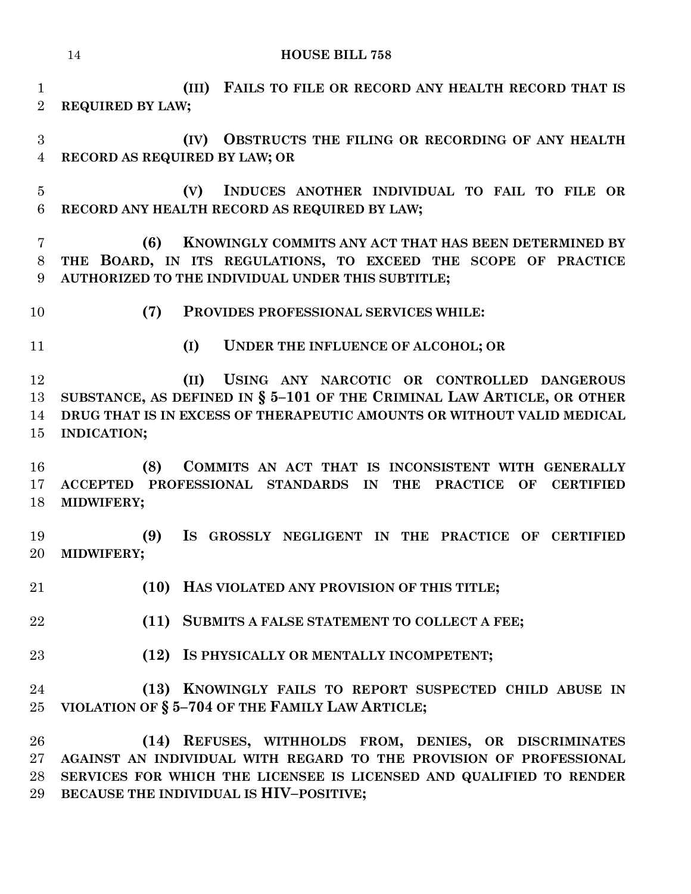**(III) FAILS TO FILE OR RECORD ANY HEALTH RECORD THAT IS REQUIRED BY LAW;**

**(IV) OBSTRUCTS THE FILING OR RECORDING OF ANY HEALTH RECORD AS REQUIRED BY LAW; OR**

**(V) INDUCES ANOTHER INDIVIDUAL TO FAIL TO FILE OR RECORD ANY HEALTH RECORD AS REQUIRED BY LAW;**

**(6) KNOWINGLY COMMITS ANY ACT THAT HAS BEEN DETERMINED BY THE BOARD, IN ITS REGULATIONS, TO EXCEED THE SCOPE OF PRACTICE AUTHORIZED TO THE INDIVIDUAL UNDER THIS SUBTITLE;**

**(7) PROVIDES PROFESSIONAL SERVICES WHILE:**

**(I) UNDER THE INFLUENCE OF ALCOHOL; OR**

**(II) USING ANY NARCOTIC OR CONTROLLED DANGEROUS SUBSTANCE, AS DEFINED IN § 5–101 OF THE CRIMINAL LAW ARTICLE, OR OTHER DRUG THAT IS IN EXCESS OF THERAPEUTIC AMOUNTS OR WITHOUT VALID MEDICAL INDICATION;**

**(8) COMMITS AN ACT THAT IS INCONSISTENT WITH GENERALLY ACCEPTED PROFESSIONAL STANDARDS IN THE PRACTICE OF CERTIFIED MIDWIFERY;**

**(9) IS GROSSLY NEGLIGENT IN THE PRACTICE OF CERTIFIED MIDWIFERY;**

**(10) HAS VIOLATED ANY PROVISION OF THIS TITLE;**

**(11) SUBMITS A FALSE STATEMENT TO COLLECT A FEE;**

**(12) IS PHYSICALLY OR MENTALLY INCOMPETENT;**

**(13) KNOWINGLY FAILS TO REPORT SUSPECTED CHILD ABUSE IN VIOLATION OF § 5–704 OF THE FAMILY LAW ARTICLE;**

**(14) REFUSES, WITHHOLDS FROM, DENIES, OR DISCRIMINATES AGAINST AN INDIVIDUAL WITH REGARD TO THE PROVISION OF PROFESSIONAL SERVICES FOR WHICH THE LICENSEE IS LICENSED AND QUALIFIED TO RENDER BECAUSE THE INDIVIDUAL IS HIV–POSITIVE;**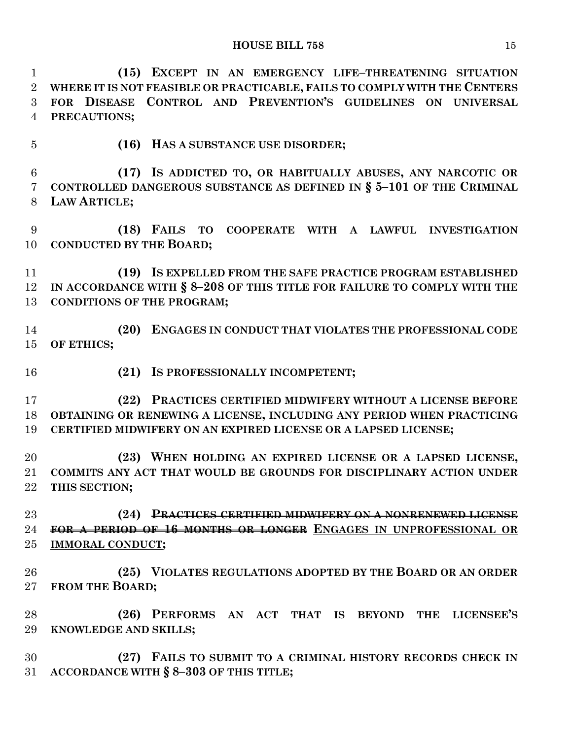**(15) EXCEPT IN AN EMERGENCY LIFE–THREATENING SITUATION WHERE IT IS NOT FEASIBLE OR PRACTICABLE, FAILS TO COMPLY WITH THE CENTERS FOR DISEASE CONTROL AND PREVENTION'S GUIDELINES ON UNIVERSAL PRECAUTIONS;**

**(16) HAS A SUBSTANCE USE DISORDER;**

**(17) IS ADDICTED TO, OR HABITUALLY ABUSES, ANY NARCOTIC OR CONTROLLED DANGEROUS SUBSTANCE AS DEFINED IN § 5–101 OF THE CRIMINAL LAW ARTICLE;**

**(18) FAILS TO COOPERATE WITH A LAWFUL INVESTIGATION CONDUCTED BY THE BOARD;**

**(19) IS EXPELLED FROM THE SAFE PRACTICE PROGRAM ESTABLISHED IN ACCORDANCE WITH § 8–208 OF THIS TITLE FOR FAILURE TO COMPLY WITH THE CONDITIONS OF THE PROGRAM;**

**(20) ENGAGES IN CONDUCT THAT VIOLATES THE PROFESSIONAL CODE OF ETHICS;**

**(21) IS PROFESSIONALLY INCOMPETENT;**

**(22) PRACTICES CERTIFIED MIDWIFERY WITHOUT A LICENSE BEFORE OBTAINING OR RENEWING A LICENSE, INCLUDING ANY PERIOD WHEN PRACTICING CERTIFIED MIDWIFERY ON AN EXPIRED LICENSE OR A LAPSED LICENSE;**

**(23) WHEN HOLDING AN EXPIRED LICENSE OR A LAPSED LICENSE, COMMITS ANY ACT THAT WOULD BE GROUNDS FOR DISCIPLINARY ACTION UNDER THIS SECTION;**

**(24) ~~PRACTICES CERTIFIED MIDWIFERY ON A NONRENEWED LICENSE FOR A PERIOD OF 16 MONTHS OR LONGER~~ <u>ENGAGES IN UNPROFESSIONAL OR IMMORAL CONDUCT</u>;**

**(25) VIOLATES REGULATIONS ADOPTED BY THE BOARD OR AN ORDER FROM THE BOARD;**

**(26) PERFORMS AN ACT THAT IS BEYOND THE LICENSEE'S KNOWLEDGE AND SKILLS;**

**(27) FAILS TO SUBMIT TO A CRIMINAL HISTORY RECORDS CHECK IN ACCORDANCE WITH § 8–303 OF THIS TITLE;**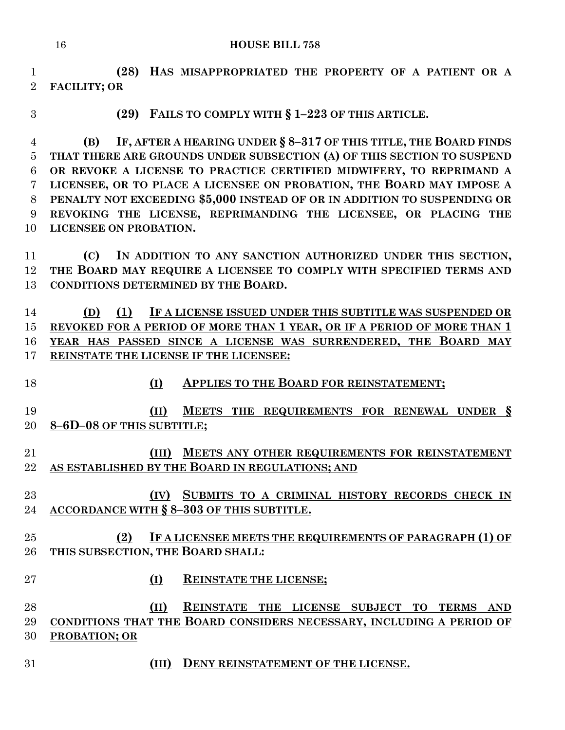**(28) HAS MISAPPROPRIATED THE PROPERTY OF A PATIENT OR A FACILITY; OR**

**(29) FAILS TO COMPLY WITH § 1–223 OF THIS ARTICLE.**

**(B) IF, AFTER A HEARING UNDER § 8–317 OF THIS TITLE, THE BOARD FINDS THAT THERE ARE GROUNDS UNDER SUBSECTION (A) OF THIS SECTION TO SUSPEND OR REVOKE A LICENSE TO PRACTICE CERTIFIED MIDWIFERY, TO REPRIMAND A LICENSEE, OR TO PLACE A LICENSEE ON PROBATION, THE BOARD MAY IMPOSE A PENALTY NOT EXCEEDING $5,000 INSTEAD OF OR IN ADDITION TO SUSPENDING OR REVOKING THE LICENSE, REPRIMANDING THE LICENSEE, OR PLACING THE LICENSEE ON PROBATION.**

**(C) IN ADDITION TO ANY SANCTION AUTHORIZED UNDER THIS SECTION, THE BOARD MAY REQUIRE A LICENSEE TO COMPLY WITH SPECIFIED TERMS AND CONDITIONS DETERMINED BY THE BOARD.**

**(D) (1) IF A LICENSE ISSUED UNDER THIS SUBTITLE WAS SUSPENDED OR REVOKED FOR A PERIOD OF MORE THAN 1 YEAR, OR IF A PERIOD OF MORE THAN 1 YEAR HAS PASSED SINCE A LICENSE WAS SURRENDERED, THE BOARD MAY REINSTATE THE LICENSE IF THE LICENSEE:**

**(I) APPLIES TO THE BOARD FOR REINSTATEMENT;**

**(II) MEETS THE REQUIREMENTS FOR RENEWAL UNDER § 8–6D–08 OF THIS SUBTITLE;**

**(III) MEETS ANY OTHER REQUIREMENTS FOR REINSTATEMENT AS ESTABLISHED BY THE BOARD IN REGULATIONS; AND**

**(IV) SUBMITS TO A CRIMINAL HISTORY RECORDS CHECK IN ACCORDANCE WITH § 8–303 OF THIS SUBTITLE.**

**(2) IF A LICENSEE MEETS THE REQUIREMENTS OF PARAGRAPH (1) OF THIS SUBSECTION, THE BOARD SHALL:**

**(I) REINSTATE THE LICENSE;**

**(II) REINSTATE THE LICENSE SUBJECT TO TERMS AND CONDITIONS THAT THE BOARD CONSIDERS NECESSARY, INCLUDING A PERIOD OF PROBATION; OR**

**(III) DENY REINSTATEMENT OF THE LICENSE.**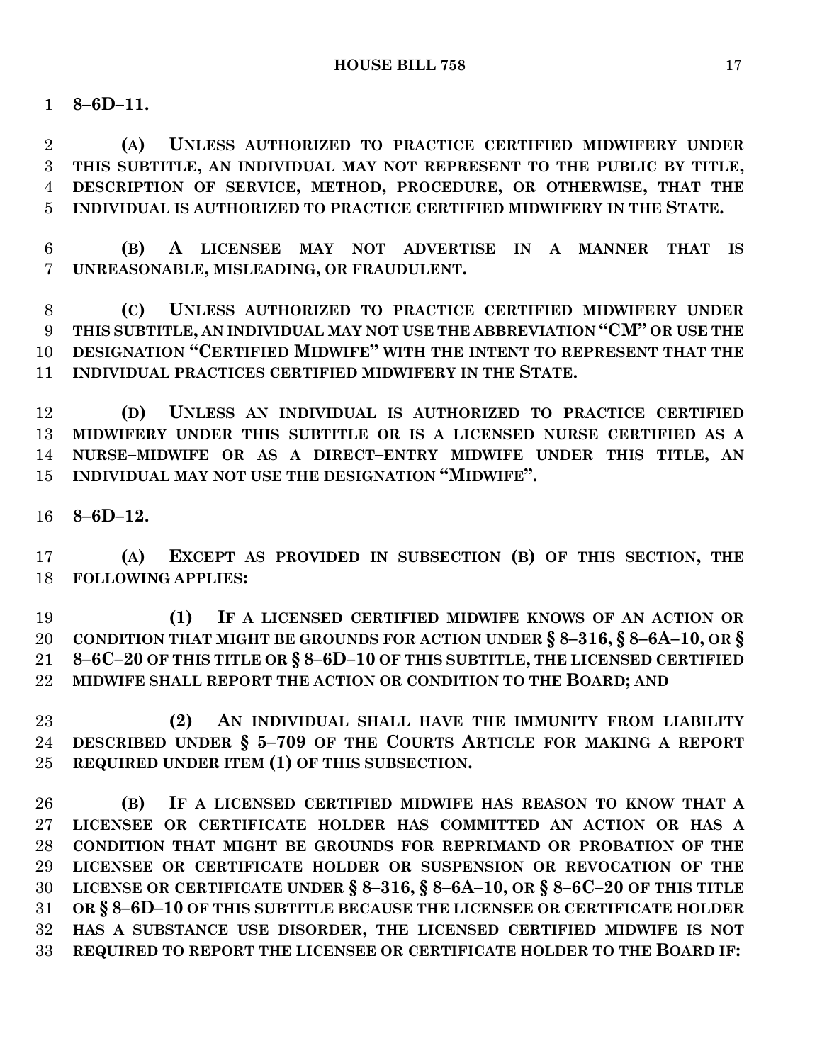**8–6D–11.**

**(A) UNLESS AUTHORIZED TO PRACTICE CERTIFIED MIDWIFERY UNDER THIS SUBTITLE, AN INDIVIDUAL MAY NOT REPRESENT TO THE PUBLIC BY TITLE, DESCRIPTION OF SERVICE, METHOD, PROCEDURE, OR OTHERWISE, THAT THE INDIVIDUAL IS AUTHORIZED TO PRACTICE CERTIFIED MIDWIFERY IN THE STATE.**

**(B) A LICENSEE MAY NOT ADVERTISE IN A MANNER THAT IS UNREASONABLE, MISLEADING, OR FRAUDULENT.**

**(C) UNLESS AUTHORIZED TO PRACTICE CERTIFIED MIDWIFERY UNDER THIS SUBTITLE, AN INDIVIDUAL MAY NOT USE THE ABBREVIATION "CM" OR USE THE DESIGNATION "CERTIFIED MIDWIFE" WITH THE INTENT TO REPRESENT THAT THE INDIVIDUAL PRACTICES CERTIFIED MIDWIFERY IN THE STATE.**

**(D) UNLESS AN INDIVIDUAL IS AUTHORIZED TO PRACTICE CERTIFIED MIDWIFERY UNDER THIS SUBTITLE OR IS A LICENSED NURSE CERTIFIED AS A NURSE–MIDWIFE OR AS A DIRECT–ENTRY MIDWIFE UNDER THIS TITLE, AN INDIVIDUAL MAY NOT USE THE DESIGNATION "MIDWIFE".**

**8–6D–12.**

**(A) EXCEPT AS PROVIDED IN SUBSECTION (B) OF THIS SECTION, THE FOLLOWING APPLIES:**

**(1) IF A LICENSED CERTIFIED MIDWIFE KNOWS OF AN ACTION OR CONDITION THAT MIGHT BE GROUNDS FOR ACTION UNDER § 8–316, § 8–6A–10, OR § 8–6C–20 OF THIS TITLE OR § 8–6D–10 OF THIS SUBTITLE, THE LICENSED CERTIFIED MIDWIFE SHALL REPORT THE ACTION OR CONDITION TO THE BOARD; AND**

**(2) AN INDIVIDUAL SHALL HAVE THE IMMUNITY FROM LIABILITY DESCRIBED UNDER § 5–709 OF THE COURTS ARTICLE FOR MAKING A REPORT REQUIRED UNDER ITEM (1) OF THIS SUBSECTION.**

**(B) IF A LICENSED CERTIFIED MIDWIFE HAS REASON TO KNOW THAT A LICENSEE OR CERTIFICATE HOLDER HAS COMMITTED AN ACTION OR HAS A CONDITION THAT MIGHT BE GROUNDS FOR REPRIMAND OR PROBATION OF THE LICENSEE OR CERTIFICATE HOLDER OR SUSPENSION OR REVOCATION OF THE LICENSE OR CERTIFICATE UNDER § 8–316, § 8–6A–10, OR § 8–6C–20 OF THIS TITLE OR § 8–6D–10 OF THIS SUBTITLE BECAUSE THE LICENSEE OR CERTIFICATE HOLDER HAS A SUBSTANCE USE DISORDER, THE LICENSED CERTIFIED MIDWIFE IS NOT REQUIRED TO REPORT THE LICENSEE OR CERTIFICATE HOLDER TO THE BOARD IF:**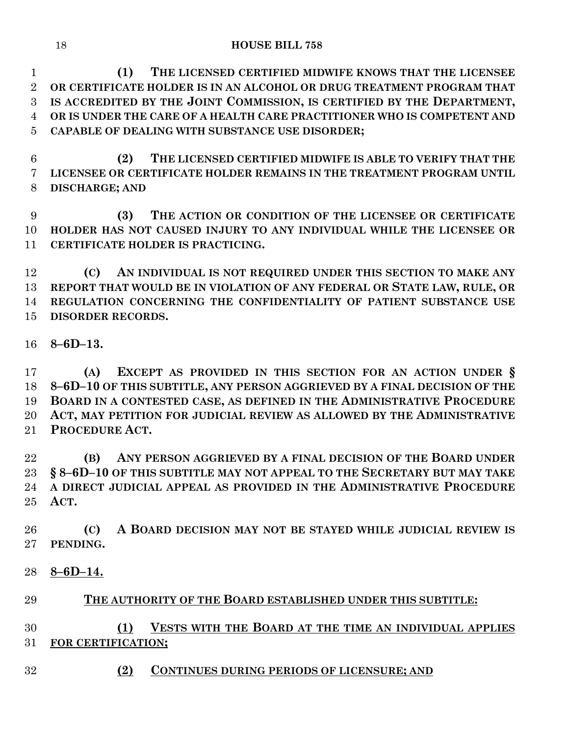**(1) THE LICENSED CERTIFIED MIDWIFE KNOWS THAT THE LICENSEE OR CERTIFICATE HOLDER IS IN AN ALCOHOL OR DRUG TREATMENT PROGRAM THAT IS ACCREDITED BY THE JOINT COMMISSION, IS CERTIFIED BY THE DEPARTMENT, OR IS UNDER THE CARE OF A HEALTH CARE PRACTITIONER WHO IS COMPETENT AND CAPABLE OF DEALING WITH SUBSTANCE USE DISORDER;**

**(2) THE LICENSED CERTIFIED MIDWIFE IS ABLE TO VERIFY THAT THE LICENSEE OR CERTIFICATE HOLDER REMAINS IN THE TREATMENT PROGRAM UNTIL DISCHARGE; AND**

**(3) THE ACTION OR CONDITION OF THE LICENSEE OR CERTIFICATE HOLDER HAS NOT CAUSED INJURY TO ANY INDIVIDUAL WHILE THE LICENSEE OR CERTIFICATE HOLDER IS PRACTICING.**

**(C) AN INDIVIDUAL IS NOT REQUIRED UNDER THIS SECTION TO MAKE ANY REPORT THAT WOULD BE IN VIOLATION OF ANY FEDERAL OR STATE LAW, RULE, OR REGULATION CONCERNING THE CONFIDENTIALITY OF PATIENT SUBSTANCE USE DISORDER RECORDS.**

**8–6D–13.**

**(A) EXCEPT AS PROVIDED IN THIS SECTION FOR AN ACTION UNDER § 8–6D–10 OF THIS SUBTITLE, ANY PERSON AGGRIEVED BY A FINAL DECISION OF THE BOARD IN A CONTESTED CASE, AS DEFINED IN THE ADMINISTRATIVE PROCEDURE ACT, MAY PETITION FOR JUDICIAL REVIEW AS ALLOWED BY THE ADMINISTRATIVE PROCEDURE ACT.**

**(B) ANY PERSON AGGRIEVED BY A FINAL DECISION OF THE BOARD UNDER § 8–6D–10 OF THIS SUBTITLE MAY NOT APPEAL TO THE SECRETARY BUT MAY TAKE A DIRECT JUDICIAL APPEAL AS PROVIDED IN THE ADMINISTRATIVE PROCEDURE ACT.**

**(C) A BOARD DECISION MAY NOT BE STAYED WHILE JUDICIAL REVIEW IS PENDING.**

**8–6D–14.**

**THE AUTHORITY OF THE BOARD ESTABLISHED UNDER THIS SUBTITLE:**

**(1) VESTS WITH THE BOARD AT THE TIME AN INDIVIDUAL APPLIES FOR CERTIFICATION;**

**(2) CONTINUES DURING PERIODS OF LICENSURE; AND**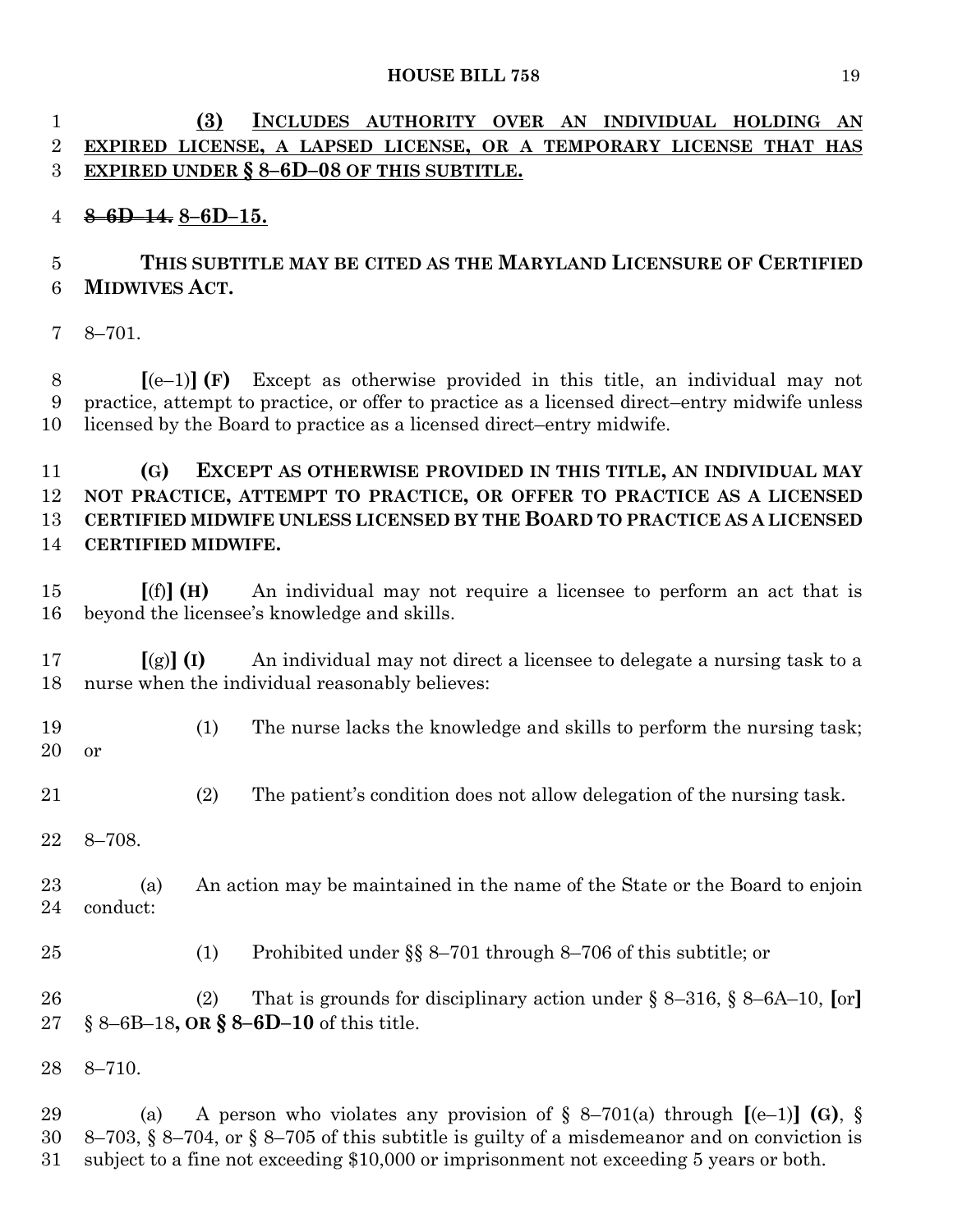**(3) INCLUDES AUTHORITY OVER AN INDIVIDUAL HOLDING AN EXPIRED LICENSE, A LAPSED LICENSE, OR A TEMPORARY LICENSE THAT HAS EXPIRED UNDER § 8–6D–08 OF THIS SUBTITLE.**

**~~8–6D–14.~~ 8–6D–15.**

**THIS SUBTITLE MAY BE CITED AS THE MARYLAND LICENSURE OF CERTIFIED MIDWIVES ACT.**

8–701.

**[**(e–1)**] (F)** Except as otherwise provided in this title, an individual may not practice, attempt to practice, or offer to practice as a licensed direct–entry midwife unless licensed by the Board to practice as a licensed direct–entry midwife.

**(G) EXCEPT AS OTHERWISE PROVIDED IN THIS TITLE, AN INDIVIDUAL MAY NOT PRACTICE, ATTEMPT TO PRACTICE, OR OFFER TO PRACTICE AS A LICENSED CERTIFIED MIDWIFE UNLESS LICENSED BY THE BOARD TO PRACTICE AS A LICENSED CERTIFIED MIDWIFE.**

**[**(f)**] (H)** An individual may not require a licensee to perform an act that is beyond the licensee's knowledge and skills.

**[**(g)**] (I)** An individual may not direct a licensee to delegate a nursing task to a nurse when the individual reasonably believes:

(1) The nurse lacks the knowledge and skills to perform the nursing task; or

(2) The patient's condition does not allow delegation of the nursing task.

8–708.

(a) An action may be maintained in the name of the State or the Board to enjoin conduct:

(1) Prohibited under §§ 8–701 through 8–706 of this subtitle; or

(2) That is grounds for disciplinary action under § 8–316, § 8–6A–10, **[**or**]** § 8–6B–18**, OR § 8–6D–10** of this title.

8–710.

(a) A person who violates any provision of § 8–701(a) through **[**(e–1)**] (G)**, § 8–703, § 8–704, or § 8–705 of this subtitle is guilty of a misdemeanor and on conviction is subject to a fine not exceeding $10,000 or imprisonment not exceeding 5 years or both.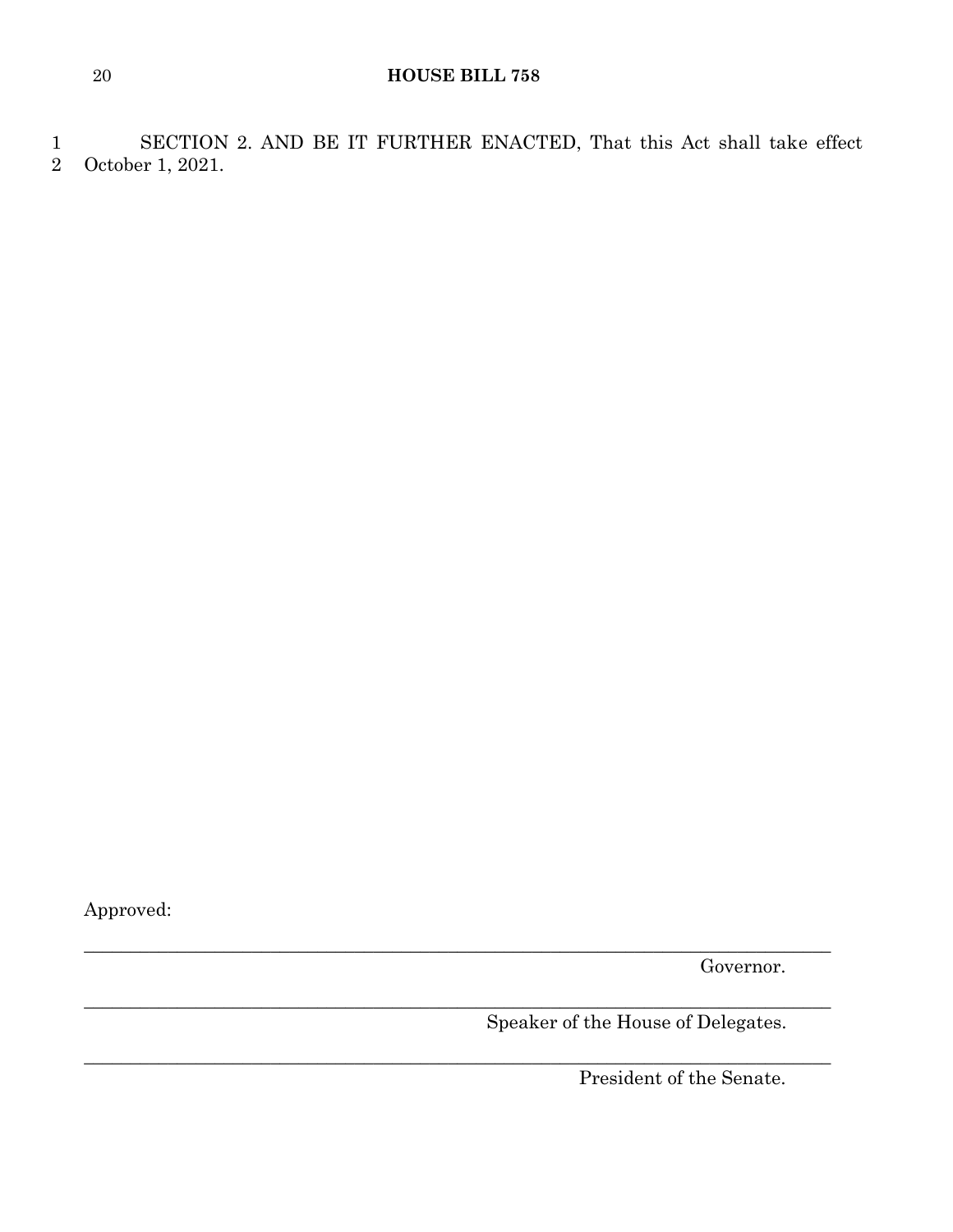SECTION 2. AND BE IT FURTHER ENACTED, That this Act shall take effect October 1, 2021.

Approved:

\_\_\_\_\_\_\_\_\_\_\_\_\_\_\_\_\_\_\_\_\_\_\_\_\_\_\_\_\_\_\_\_\_\_\_\_\_\_\_\_\_\_\_\_\_\_\_\_\_\_\_\_\_\_\_\_\_\_\_\_\_\_\_\_\_\_\_\_\_\_\_\_\_\_\_\_\_\_

Governor.

\_\_\_\_\_\_\_\_\_\_\_\_\_\_\_\_\_\_\_\_\_\_\_\_\_\_\_\_\_\_\_\_\_\_\_\_\_\_\_\_\_\_\_\_\_\_\_\_\_\_\_\_\_\_\_\_\_\_\_\_\_\_\_\_\_\_\_\_\_\_\_\_\_\_\_\_\_\_

Speaker of the House of Delegates.

\_\_\_\_\_\_\_\_\_\_\_\_\_\_\_\_\_\_\_\_\_\_\_\_\_\_\_\_\_\_\_\_\_\_\_\_\_\_\_\_\_\_\_\_\_\_\_\_\_\_\_\_\_\_\_\_\_\_\_\_\_\_\_\_\_\_\_\_\_\_\_\_\_\_\_\_\_\_

President of the Senate.